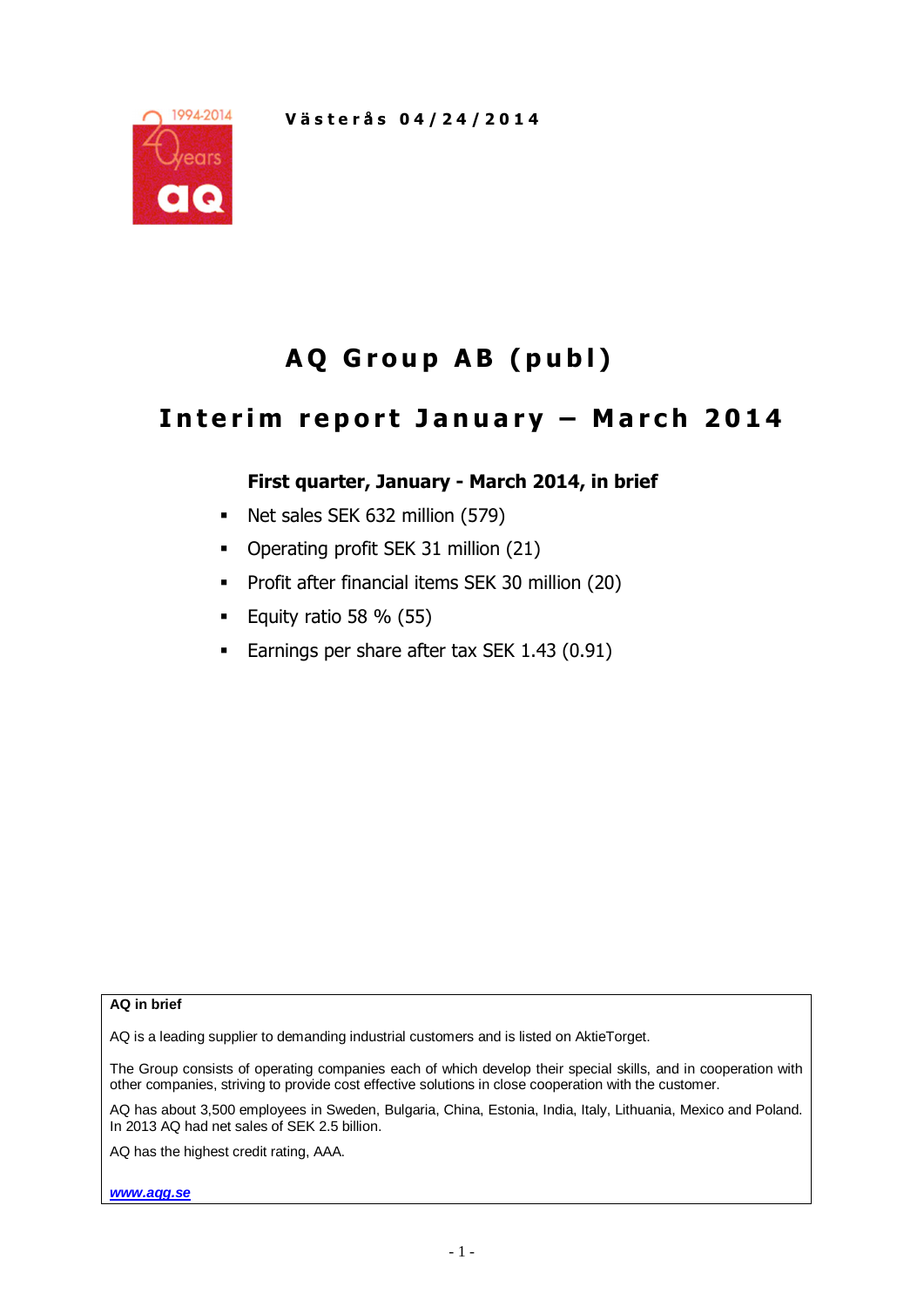Västerås 04/24/2014

# AQ Group AB (publ)

## Interim report January – March 2014

**First quarter, January - March 2014, in brief**

- Net sales SEK 632 million (579)
- Operating profit SEK 31 million (21)
- Profit after financial items SEK 30 million (20)
- Equity ratio 58 % (55)
- Earnings per share after tax SEK 1.43 (0.91)

**AQ in brief**

AQ is a leading supplier to demanding industrial customers and is listed on AktieTorget.

The Group consists of operating companies each of which develop their special skills, and in cooperation with other companies, striving to provide cost effective solutions in close cooperation with the customer.

AQ has about 3,500 employees in Sweden, Bulgaria, China, Estonia, India, Italy, Lithuania, Mexico and Poland. In 2013 AQ had net sales of SEK 2.5 billion.

AQ has the highest credit rating, AAA.

***www.aqg.se***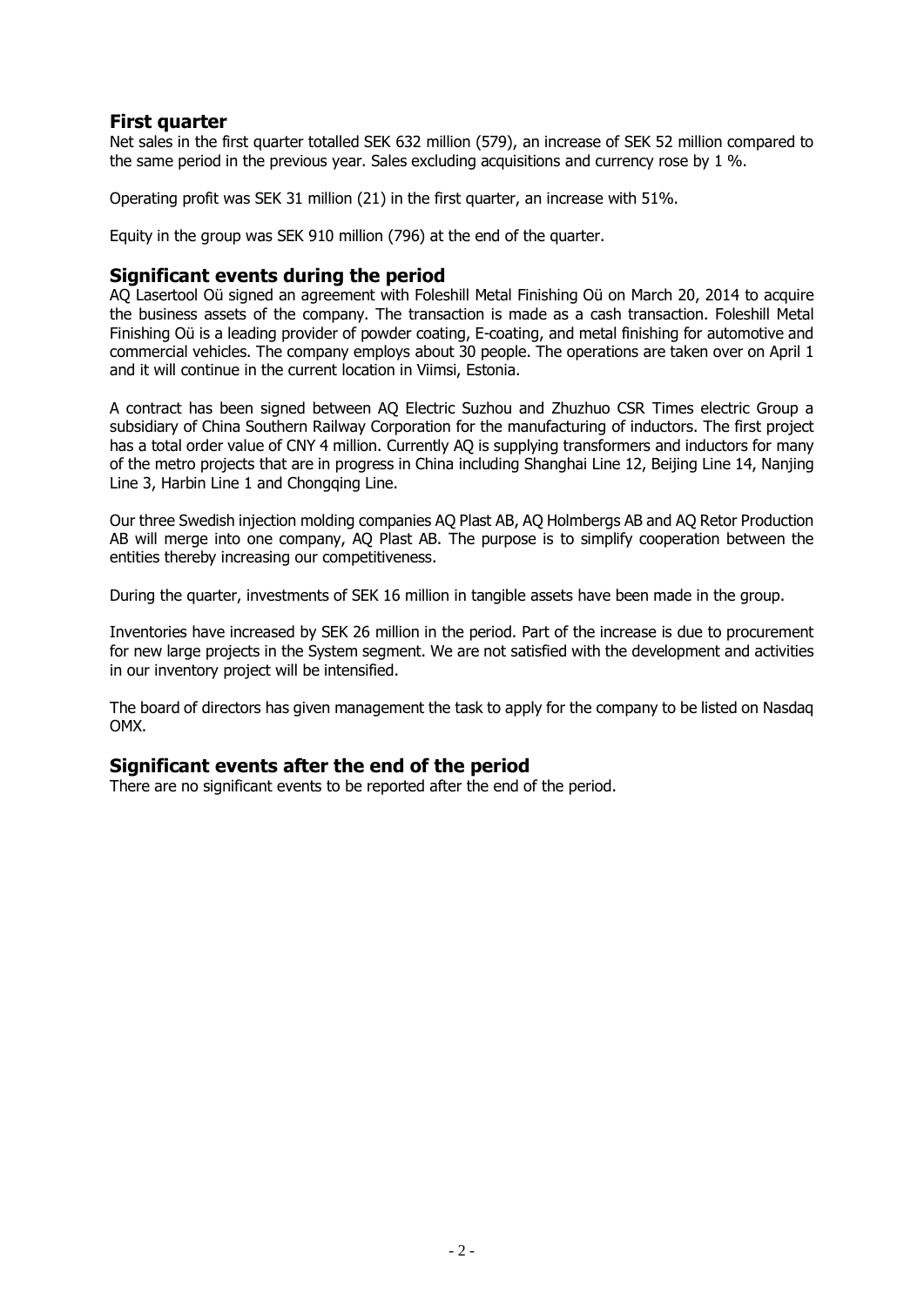## First quarter

Net sales in the first quarter totalled SEK 632 million (579), an increase of SEK 52 million compared to the same period in the previous year. Sales excluding acquisitions and currency rose by 1 %.

Operating profit was SEK 31 million (21) in the first quarter, an increase with 51%.

Equity in the group was SEK 910 million (796) at the end of the quarter.

## Significant events during the period

AQ Lasertool Oü signed an agreement with Foleshill Metal Finishing Oü on March 20, 2014 to acquire the business assets of the company. The transaction is made as a cash transaction. Foleshill Metal Finishing Oü is a leading provider of powder coating, E-coating, and metal finishing for automotive and commercial vehicles. The company employs about 30 people. The operations are taken over on April 1 and it will continue in the current location in Viimsi, Estonia.

A contract has been signed between AQ Electric Suzhou and Zhuzhuo CSR Times electric Group a subsidiary of China Southern Railway Corporation for the manufacturing of inductors. The first project has a total order value of CNY 4 million. Currently AQ is supplying transformers and inductors for many of the metro projects that are in progress in China including Shanghai Line 12, Beijing Line 14, Nanjing Line 3, Harbin Line 1 and Chongqing Line.

Our three Swedish injection molding companies AQ Plast AB, AQ Holmbergs AB and AQ Retor Production AB will merge into one company, AQ Plast AB. The purpose is to simplify cooperation between the entities thereby increasing our competitiveness.

During the quarter, investments of SEK 16 million in tangible assets have been made in the group.

Inventories have increased by SEK 26 million in the period. Part of the increase is due to procurement for new large projects in the System segment. We are not satisfied with the development and activities in our inventory project will be intensified.

The board of directors has given management the task to apply for the company to be listed on Nasdaq OMX.

## Significant events after the end of the period

There are no significant events to be reported after the end of the period.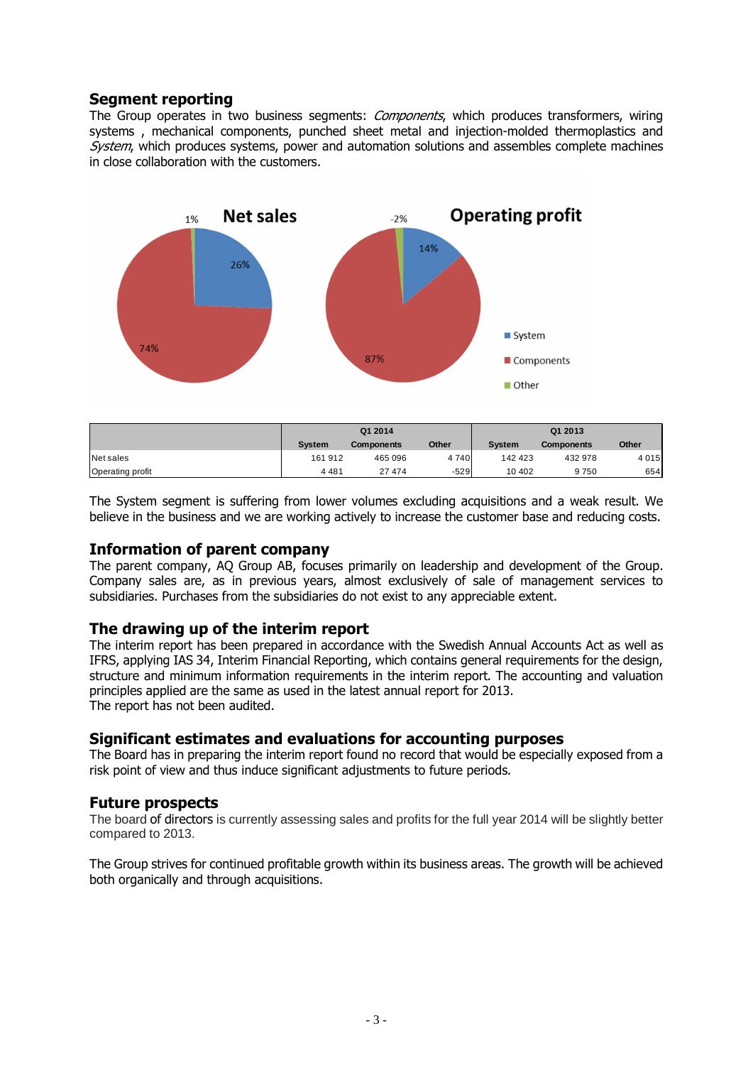## Segment reporting

The Group operates in two business segments: *Components*, which produces transformers, wiring systems , mechanical components, punched sheet metal and injection-molded thermoplastics and *System*, which produces systems, power and automation solutions and assembles complete machines in close collaboration with the customers.

|  | Q1 2014 | | | Q1 2013 | | |
|---|---|---|---|---|---|---|
|  | System | Components | Other | System | Components | Other |
| Net sales | 161 912 | 465 096 | 4 740 | 142 423 | 432 978 | 4 015 |
| Operating profit | 4 481 | 27 474 | -529 | 10 402 | 9 750 | 654 |

The System segment is suffering from lower volumes excluding acquisitions and a weak result. We believe in the business and we are working actively to increase the customer base and reducing costs.

## Information of parent company

The parent company, AQ Group AB, focuses primarily on leadership and development of the Group. Company sales are, as in previous years, almost exclusively of sale of management services to subsidiaries. Purchases from the subsidiaries do not exist to any appreciable extent.

## The drawing up of the interim report

The interim report has been prepared in accordance with the Swedish Annual Accounts Act as well as IFRS, applying IAS 34, Interim Financial Reporting, which contains general requirements for the design, structure and minimum information requirements in the interim report. The accounting and valuation principles applied are the same as used in the latest annual report for 2013.
The report has not been audited.

## Significant estimates and evaluations for accounting purposes

The Board has in preparing the interim report found no record that would be especially exposed from a risk point of view and thus induce significant adjustments to future periods.

## Future prospects

The board of directors is currently assessing sales and profits for the full year 2014 will be slightly better compared to 2013.

The Group strives for continued profitable growth within its business areas. The growth will be achieved both organically and through acquisitions.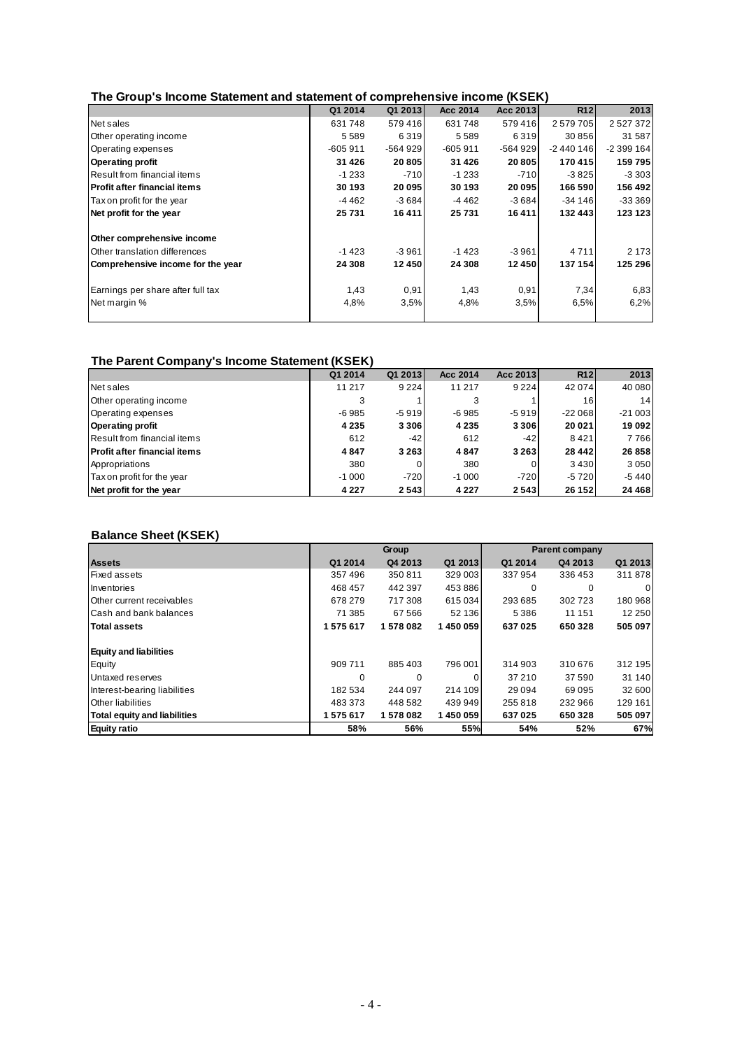### The Group's Income Statement and statement of comprehensive income (KSEK)

| | Q1 2014 | Q1 2013 | Acc 2014 | Acc 2013 | R12 | 2013 |
|---|---|---|---|---|---|---|
| Net sales | 631 748 | 579 416 | 631 748 | 579 416 | 2 579 705 | 2 527 372 |
| Other operating income | 5 589 | 6 319 | 5 589 | 6 319 | 30 856 | 31 587 |
| Operating expenses | -605 911 | -564 929 | -605 911 | -564 929 | -2 440 146 | -2 399 164 |
| **Operating profit** | **31 426** | **20 805** | **31 426** | **20 805** | **170 415** | **159 795** |
| Result from financial items | -1 233 | -710 | -1 233 | -710 | -3 825 | -3 303 |
| **Profit after financial items** | **30 193** | **20 095** | **30 193** | **20 095** | **166 590** | **156 492** |
| Tax on profit for the year | -4 462 | -3 684 | -4 462 | -3 684 | -34 146 | -33 369 |
| **Net profit for the year** | **25 731** | **16 411** | **25 731** | **16 411** | **132 443** | **123 123** |
| | | | | | | |
| **Other comprehensive income** | | | | | | |
| Other translation differences | -1 423 | -3 961 | -1 423 | -3 961 | 4 711 | 2 173 |
| **Comprehensive income for the year** | **24 308** | **12 450** | **24 308** | **12 450** | **137 154** | **125 296** |
| | | | | | | |
| Earnings per share after full tax | 1,43 | 0,91 | 1,43 | 0,91 | 7,34 | 6,83 |
| Net margin % | 4,8% | 3,5% | 4,8% | 3,5% | 6,5% | 6,2% |

### The Parent Company's Income Statement (KSEK)

| | Q1 2014 | Q1 2013 | Acc 2014 | Acc 2013 | R12 | 2013 |
|---|---|---|---|---|---|---|
| Net sales | 11 217 | 9 224 | 11 217 | 9 224 | 42 074 | 40 080 |
| Other operating income | 3 | 1 | 3 | 1 | 16 | 14 |
| Operating expenses | -6 985 | -5 919 | -6 985 | -5 919 | -22 068 | -21 003 |
| **Operating profit** | **4 235** | **3 306** | **4 235** | **3 306** | **20 021** | **19 092** |
| Result from financial items | 612 | -42 | 612 | -42 | 8 421 | 7 766 |
| **Profit after financial items** | **4 847** | **3 263** | **4 847** | **3 263** | **28 442** | **26 858** |
| Appropriations | 380 | 0 | 380 | 0 | 3 430 | 3 050 |
| Tax on profit for the year | -1 000 | -720 | -1 000 | -720 | -5 720 | -5 440 |
| **Net profit for the year** | **4 227** | **2 543** | **4 227** | **2 543** | **26 152** | **24 468** |

### Balance Sheet (KSEK)

| | Group | | | Parent company | | |
|---|---|---|---|---|---|---|
| **Assets** | **Q1 2014** | **Q4 2013** | **Q1 2013** | **Q1 2014** | **Q4 2013** | **Q1 2013** |
| Fixed assets | 357 496 | 350 811 | 329 003 | 337 954 | 336 453 | 311 878 |
| Inventories | 468 457 | 442 397 | 453 886 | 0 | 0 | 0 |
| Other current receivables | 678 279 | 717 308 | 615 034 | 293 685 | 302 723 | 180 968 |
| Cash and bank balances | 71 385 | 67 566 | 52 136 | 5 386 | 11 151 | 12 250 |
| **Total assets** | **1 575 617** | **1 578 082** | **1 450 059** | **637 025** | **650 328** | **505 097** |
| | | | | | | |
| **Equity and liabilities** | | | | | | |
| Equity | 909 711 | 885 403 | 796 001 | 314 903 | 310 676 | 312 195 |
| Untaxed reserves | 0 | 0 | 0 | 37 210 | 37 590 | 31 140 |
| Interest-bearing liabilities | 182 534 | 244 097 | 214 109 | 29 094 | 69 095 | 32 600 |
| Other liabilities | 483 373 | 448 582 | 439 949 | 255 818 | 232 966 | 129 161 |
| **Total equity and liabilities** | **1 575 617** | **1 578 082** | **1 450 059** | **637 025** | **650 328** | **505 097** |
| **Equity ratio** | **58%** | **56%** | **55%** | **54%** | **52%** | **67%** |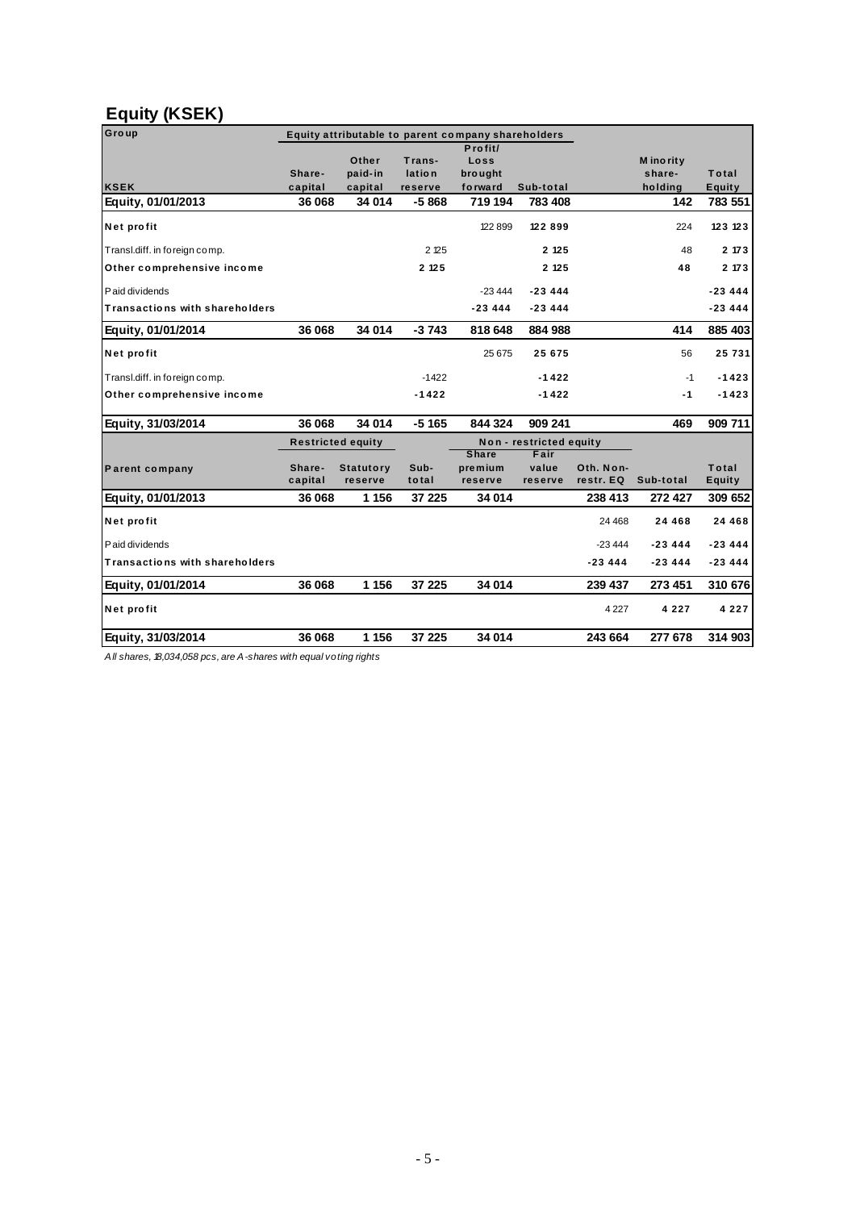## Equity (KSEK)

| Group | Equity attributable to parent company shareholders | | | | | | | |
|---|---|---|---|---|---|---|---|---|
| KSEK | Share-capital | Other paid-in capital | Trans-lation reserve | Profit/ Loss brought forward | Sub-total | | Minority share-holding | Total Equity |
| **Equity, 01/01/2013** | **36 068** | **34 014** | **-5 868** | **719 194** | **783 408** | | **142** | **783 551** |
| **Net profit** | | | | 122 899 | **122 899** | | 224 | **123 123** |
| Transl.diff. in foreign comp. | | | 2 125 | | **2 125** | | 48 | **2 173** |
| **Other comprehensive income** | | | **2 125** | | **2 125** | | **48** | **2 173** |
| Paid dividends | | | | -23 444 | **-23 444** | | | **-23 444** |
| **Transactions with shareholders** | | | | **-23 444** | **-23 444** | | | **-23 444** |
| **Equity, 01/01/2014** | **36 068** | **34 014** | **-3 743** | **818 648** | **884 988** | | **414** | **885 403** |
| **Net profit** | | | | 25 675 | **25 675** | | 56 | **25 731** |
| Transl.diff. in foreign comp. | | | -1422 | | **-1422** | | -1 | **-1423** |
| **Other comprehensive income** | | | **-1422** | | **-1422** | | **-1** | **-1423** |
| **Equity, 31/03/2014** | **36 068** | **34 014** | **-5 165** | **844 324** | **909 241** | | **469** | **909 711** |

| | Restricted equity | | | Non - restricted equity | | | | |
|---|---|---|---|---|---|---|---|---|
| **Parent company** | Share-capital | Statutory reserve | Sub-total | Share premium reserve | Fair value reserve | Oth. Non-restr. EQ | Sub-total | Total Equity |
| **Equity, 01/01/2013** | **36 068** | **1 156** | **37 225** | **34 014** | | **238 413** | **272 427** | **309 652** |
| **Net profit** | | | | | | 24 468 | **24 468** | **24 468** |
| Paid dividends | | | | | | -23 444 | **-23 444** | **-23 444** |
| **Transactions with shareholders** | | | | | | **-23 444** | **-23 444** | **-23 444** |
| **Equity, 01/01/2014** | **36 068** | **1 156** | **37 225** | **34 014** | | **239 437** | **273 451** | **310 676** |
| **Net profit** | | | | | | 4 227 | **4 227** | **4 227** |
| **Equity, 31/03/2014** | **36 068** | **1 156** | **37 225** | **34 014** | | **243 664** | **277 678** | **314 903** |

*All shares, 18,034,058 pcs, are A-shares with equal voting rights*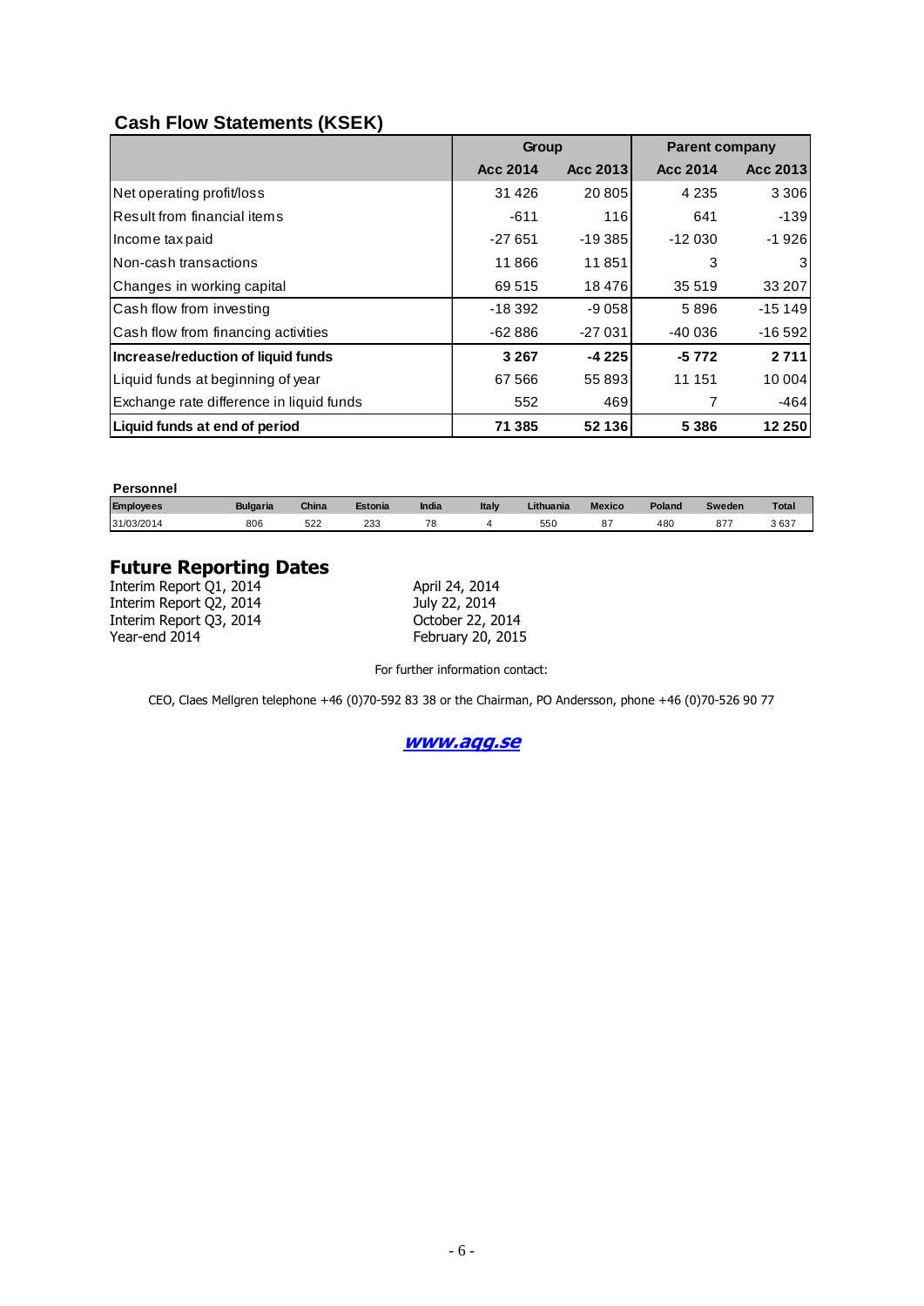## Cash Flow Statements (KSEK)

| | Group | | Parent company | |
|---|---|---|---|---|
| | Acc 2014 | Acc 2013 | Acc 2014 | Acc 2013 |
| Net operating profit/loss | 31 426 | 20 805 | 4 235 | 3 306 |
| Result from financial items | -611 | 116 | 641 | -139 |
| Income tax paid | -27 651 | -19 385 | -12 030 | -1 926 |
| Non-cash transactions | 11 866 | 11 851 | 3 | 3 |
| Changes in working capital | 69 515 | 18 476 | 35 519 | 33 207 |
| Cash flow from investing | -18 392 | -9 058 | 5 896 | -15 149 |
| Cash flow from financing activities | -62 886 | -27 031 | -40 036 | -16 592 |
| **Increase/reduction of liquid funds** | **3 267** | **-4 225** | **-5 772** | **2 711** |
| Liquid funds at beginning of year | 67 566 | 55 893 | 11 151 | 10 004 |
| Exchange rate difference in liquid funds | 552 | 469 | 7 | -464 |
| **Liquid funds at end of period** | **71 385** | **52 136** | **5 386** | **12 250** |

**Personnel**

| Employees | Bulgaria | China | Estonia | India | Italy | Lithuania | Mexico | Poland | Sweden | Total |
|---|---|---|---|---|---|---|---|---|---|---|
| 31/03/2014 | 806 | 522 | 233 | 78 | 4 | 550 | 87 | 480 | 877 | 3 637 |

## Future Reporting Dates

| | |
|---|---|
| Interim Report Q1, 2014 | April 24, 2014 |
| Interim Report Q2, 2014 | July 22, 2014 |
| Interim Report Q3, 2014 | October 22, 2014 |
| Year-end 2014 | February 20, 2015 |

For further information contact:

CEO, Claes Mellgren telephone +46 (0)70-592 83 38 or the Chairman, PO Andersson, phone +46 (0)70-526 90 77

***www.aqg.se***